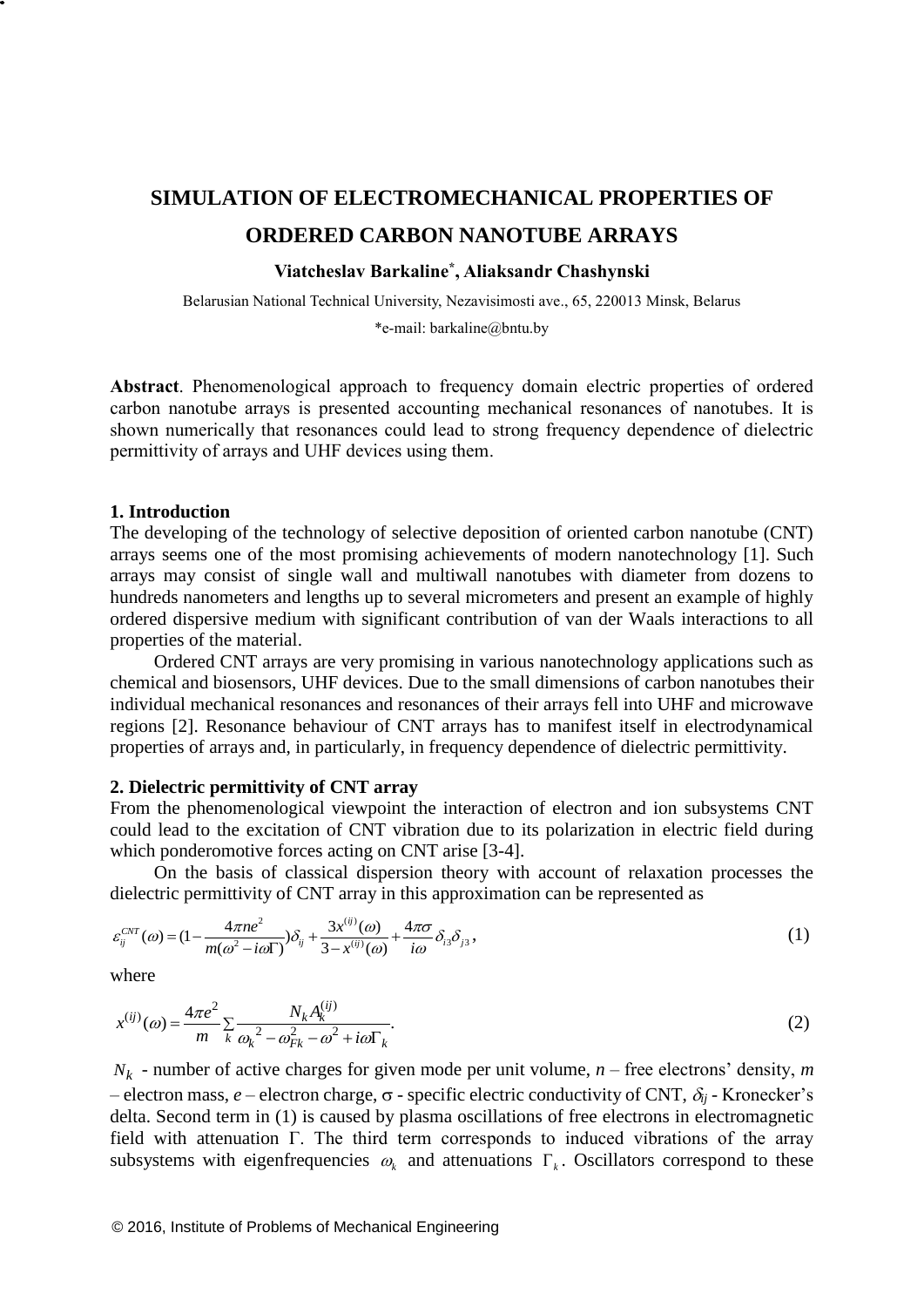# SIMULATION OF ELECTROMECHANICAL PROPERTIES OF ORDERED CARBON NANOTUBE ARRAYS

**Viatcheslav Barkaline\*, Aliaksandr Chashynski**

Belarusian National Technical University, Nezavisimosti ave., 65, 220013 Minsk, Belarus

\*e-mail: barkaline@bntu.by

**Abstract**. Phenomenological approach to frequency domain electric properties of ordered carbon nanotube arrays is presented accounting mechanical resonances of nanotubes. It is shown numerically that resonances could lead to strong frequency dependence of dielectric permittivity of arrays and UHF devices using them.

## 1. Introduction

The developing of the technology of selective deposition of oriented carbon nanotube (CNT) arrays seems one of the most promising achievements of modern nanotechnology [1]. Such arrays may consist of single wall and multiwall nanotubes with diameter from dozens to hundreds nanometers and lengths up to several micrometers and present an example of highly ordered dispersive medium with significant contribution of van der Waals interactions to all properties of the material.

Ordered CNT arrays are very promising in various nanotechnology applications such as chemical and biosensors, UHF devices. Due to the small dimensions of carbon nanotubes their individual mechanical resonances and resonances of their arrays fell into UHF and microwave regions [2]. Resonance behaviour of CNT arrays has to manifest itself in electrodynamical properties of arrays and, in particularly, in frequency dependence of dielectric permittivity.

## 2. Dielectric permittivity of CNT array

From the phenomenological viewpoint the interaction of electron and ion subsystems CNT could lead to the excitation of CNT vibration due to its polarization in electric field during which ponderomotive forces acting on CNT arise [3-4].

On the basis of classical dispersion theory with account of relaxation processes the dielectric permittivity of CNT array in this approximation can be represented as

$$\varepsilon_{ij}^{CNT}(\omega) = \left(1 - \frac{4\pi n e^2}{m(\omega^2 - i\omega\Gamma)}\right)\delta_{ij} + \frac{3x^{(ij)}(\omega)}{3 - x^{(ij)}(\omega)} + \frac{4\pi\sigma}{i\omega}\delta_{i3}\delta_{j3}, \tag{1}$$

where

$$x^{(ij)}(\omega) = \frac{4\pi e^2}{m}\sum_k \frac{N_k A_k^{(ij)}}{\omega_k{}^2 - \omega_{Fk}^2 - \omega^2 + i\omega\Gamma_k}. \tag{2}$$

$N_k$ - number of active charges for given mode per unit volume, $n$ – free electrons' density, $m$ – electron mass, $e$ – electron charge, $\sigma$ - specific electric conductivity of CNT, $\delta_{ij}$ - Kronecker's delta. Second term in (1) is caused by plasma oscillations of free electrons in electromagnetic field with attenuation $\Gamma$. The third term corresponds to induced vibrations of the array subsystems with eigenfrequencies $\omega_k$ and attenuations $\Gamma_k$. Oscillators correspond to these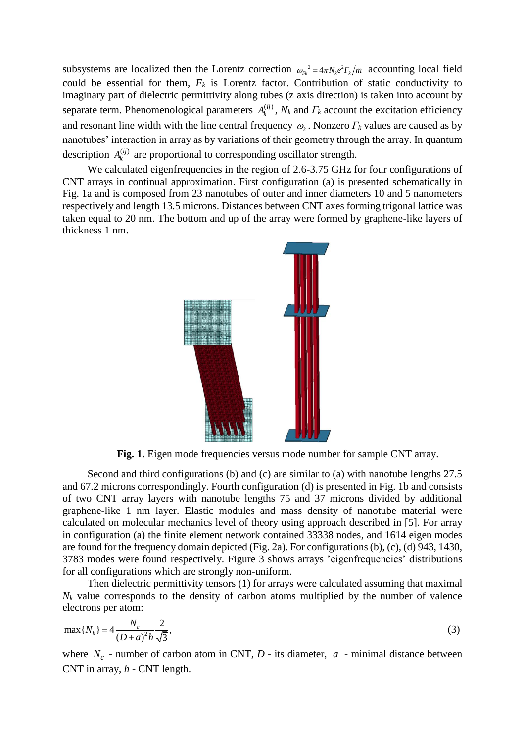subsystems are localized then the Lorentz correction $\omega_{Fk}^{\ 2} = 4\pi N_k e^2 F_k / m$ accounting local field could be essential for them, $F_k$ is Lorentz factor. Contribution of static conductivity to imaginary part of dielectric permittivity along tubes (z axis direction) is taken into account by separate term. Phenomenological parameters $A_k^{(ij)}$, $N_k$ and $\Gamma_k$ account the excitation efficiency and resonant line width with the line central frequency $\omega_k$. Nonzero $\Gamma_k$ values are caused as by nanotubes' interaction in array as by variations of their geometry through the array. In quantum description $A_k^{(ij)}$ are proportional to corresponding oscillator strength.

We calculated eigenfrequencies in the region of 2.6-3.75 GHz for four configurations of CNT arrays in continual approximation. First configuration (a) is presented schematically in Fig. 1a and is composed from 23 nanotubes of outer and inner diameters 10 and 5 nanometers respectively and length 13.5 microns. Distances between CNT axes forming trigonal lattice was taken equal to 20 nm. The bottom and up of the array were formed by graphene-like layers of thickness 1 nm.

**Fig. 1.** Eigen mode frequencies versus mode number for sample CNT array.

Second and third configurations (b) and (c) are similar to (a) with nanotube lengths 27.5 and 67.2 microns correspondingly. Fourth configuration (d) is presented in Fig. 1b and consists of two CNT array layers with nanotube lengths 75 and 37 microns divided by additional graphene-like 1 nm layer. Elastic modules and mass density of nanotube material were calculated on molecular mechanics level of theory using approach described in [5]. For array in configuration (a) the finite element network contained 33338 nodes, and 1614 eigen modes are found for the frequency domain depicted (Fig. 2a). For configurations (b), (c), (d) 943, 1430, 3783 modes were found respectively. Figure 3 shows arrays 'eigenfrequencies' distributions for all configurations which are strongly non-uniform.

Then dielectric permittivity tensors (1) for arrays were calculated assuming that maximal $N_k$ value corresponds to the density of carbon atoms multiplied by the number of valence electrons per atom:

$$\max\{N_k\} = 4\frac{N_c}{(D+a)^2 h}\frac{2}{\sqrt{3}}, \tag{3}$$

where $N_c$ - number of carbon atom in CNT, $D$ - its diameter, $a$ - minimal distance between CNT in array, $h$ - CNT length.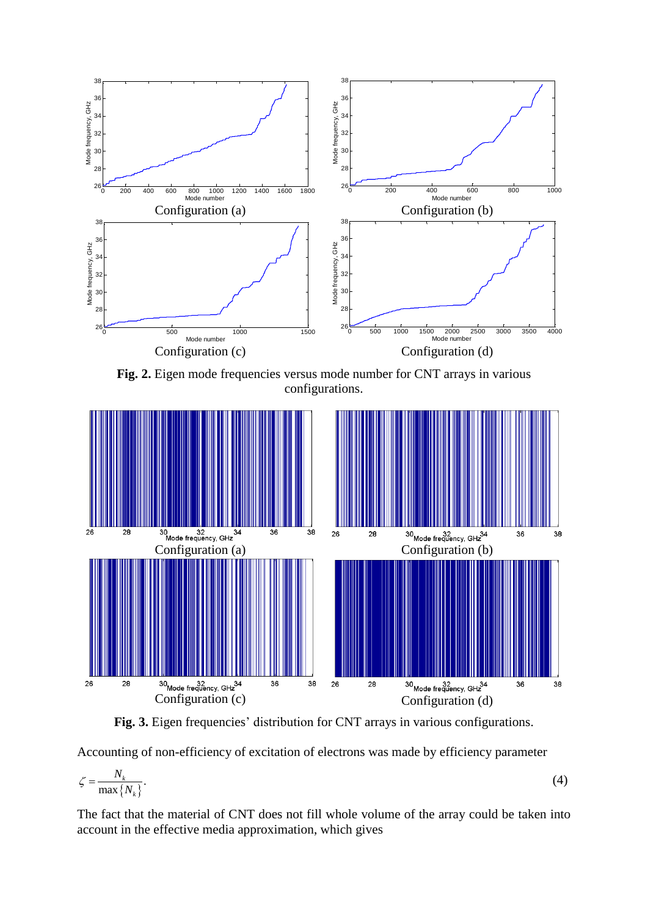**Fig. 2.** Eigen mode frequencies versus mode number for CNT arrays in various configurations.

**Fig. 3.** Eigen frequencies' distribution for CNT arrays in various configurations.

Accounting of non-efficiency of excitation of electrons was made by efficiency parameter

$$\zeta = \frac{N_k}{\max\{N_k\}}. \tag{4}$$

The fact that the material of CNT does not fill whole volume of the array could be taken into account in the effective media approximation, which gives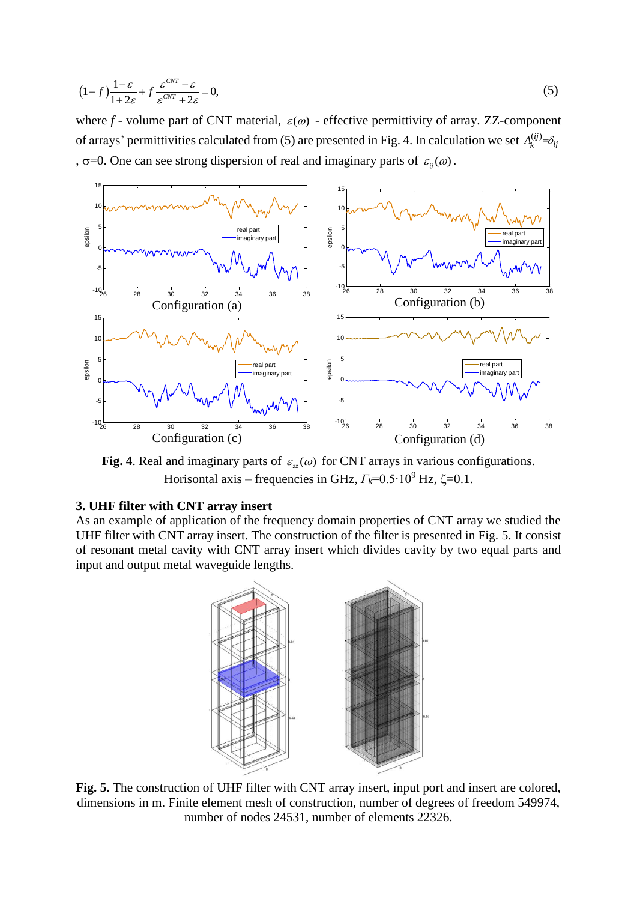$$\left(1-f\right)\frac{1-\varepsilon}{1+2\varepsilon}+f\,\frac{\varepsilon^{CNT}-\varepsilon}{\varepsilon^{CNT}+2\varepsilon}=0, \tag{5}$$

where $f$ - volume part of CNT material, $\varepsilon(\omega)$ - effective permittivity of array. ZZ-component of arrays' permittivities calculated from (5) are presented in Fig. 4. In calculation we set $A_k^{(ij)}=\delta_{ij}$, $\sigma$=0. One can see strong dispersion of real and imaginary parts of $\varepsilon_{ij}(\omega)$.

**Fig. 4**. Real and imaginary parts of $\varepsilon_{zz}(\omega)$ for CNT arrays in various configurations. Horisontal axis – frequencies in GHz, $\Gamma_k$=0.5·10$^9$ Hz, $\zeta$=0.1.

### 3. UHF filter with CNT array insert

As an example of application of the frequency domain properties of CNT array we studied the UHF filter with CNT array insert. The construction of the filter is presented in Fig. 5. It consist of resonant metal cavity with CNT array insert which divides cavity by two equal parts and input and output metal waveguide lengths.

**Fig. 5.** The construction of UHF filter with CNT array insert, input port and insert are colored, dimensions in m. Finite element mesh of construction, number of degrees of freedom 549974, number of nodes 24531, number of elements 22326.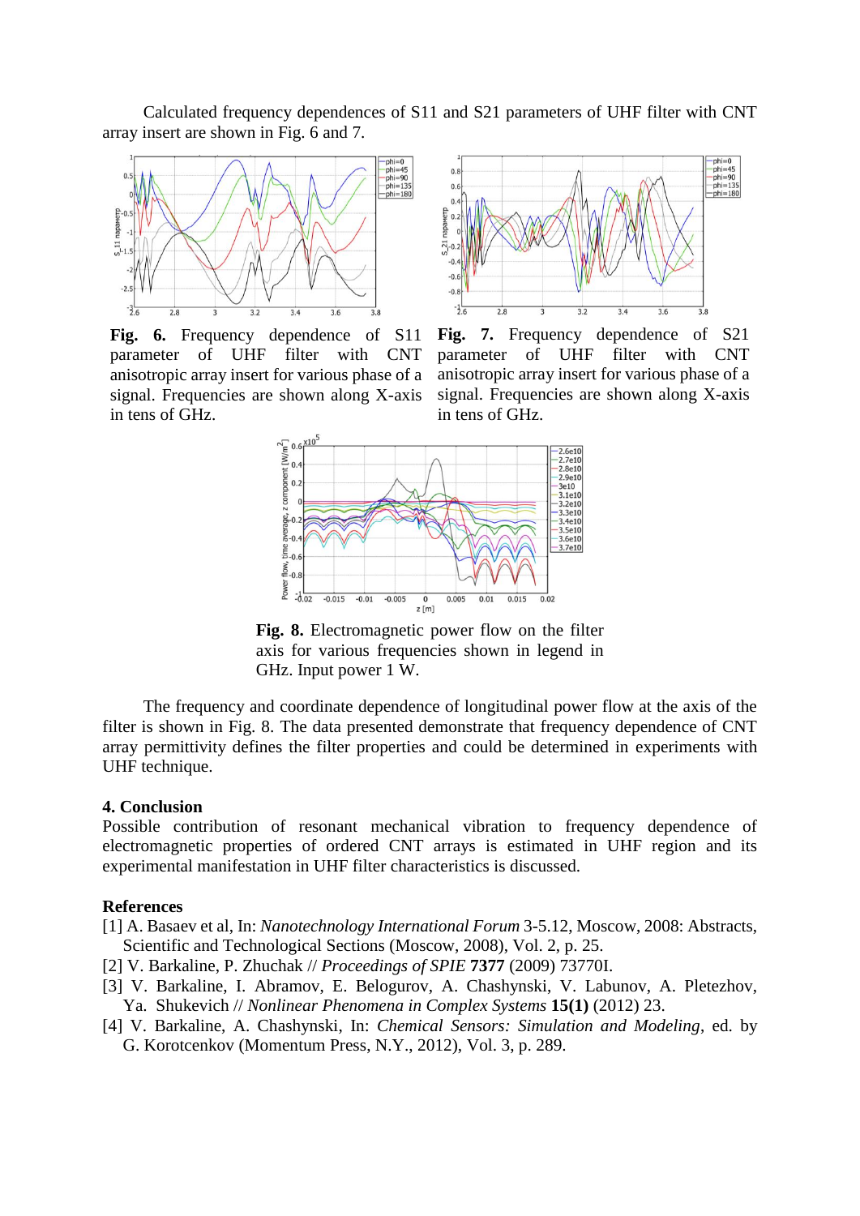Calculated frequency dependences of S11 and S21 parameters of UHF filter with CNT array insert are shown in Fig. 6 and 7.

**Fig. 6.** Frequency dependence of S11 parameter of UHF filter with CNT anisotropic array insert for various phase of a signal. Frequencies are shown along X-axis in tens of GHz.

**Fig. 7.** Frequency dependence of S21 parameter of UHF filter with CNT anisotropic array insert for various phase of a signal. Frequencies are shown along X-axis in tens of GHz.

**Fig. 8.** Electromagnetic power flow on the filter axis for various frequencies shown in legend in GHz. Input power 1 W.

The frequency and coordinate dependence of longitudinal power flow at the axis of the filter is shown in Fig. 8. The data presented demonstrate that frequency dependence of CNT array permittivity defines the filter properties and could be determined in experiments with UHF technique.

## 4. Conclusion

Possible contribution of resonant mechanical vibration to frequency dependence of electromagnetic properties of ordered CNT arrays is estimated in UHF region and its experimental manifestation in UHF filter characteristics is discussed.

## References

[1] A. Basaev et al, In: *Nanotechnology International Forum* 3-5.12, Moscow, 2008: Abstracts, Scientific and Technological Sections (Moscow, 2008), Vol. 2, p. 25.

[2] V. Barkaline, P. Zhuchak // *Proceedings of SPIE* **7377** (2009) 73770I.

[3] V. Barkaline, I. Abramov, E. Belogurov, A. Chashynski, V. Labunov, A. Pletezhov, Ya. Shukevich // *Nonlinear Phenomena in Complex Systems* **15(1)** (2012) 23.

[4] V. Barkaline, A. Chashynski, In: *Chemical Sensors: Simulation and Modeling*, ed. by G. Korotcenkov (Momentum Press, N.Y., 2012), Vol. 3, p. 289.